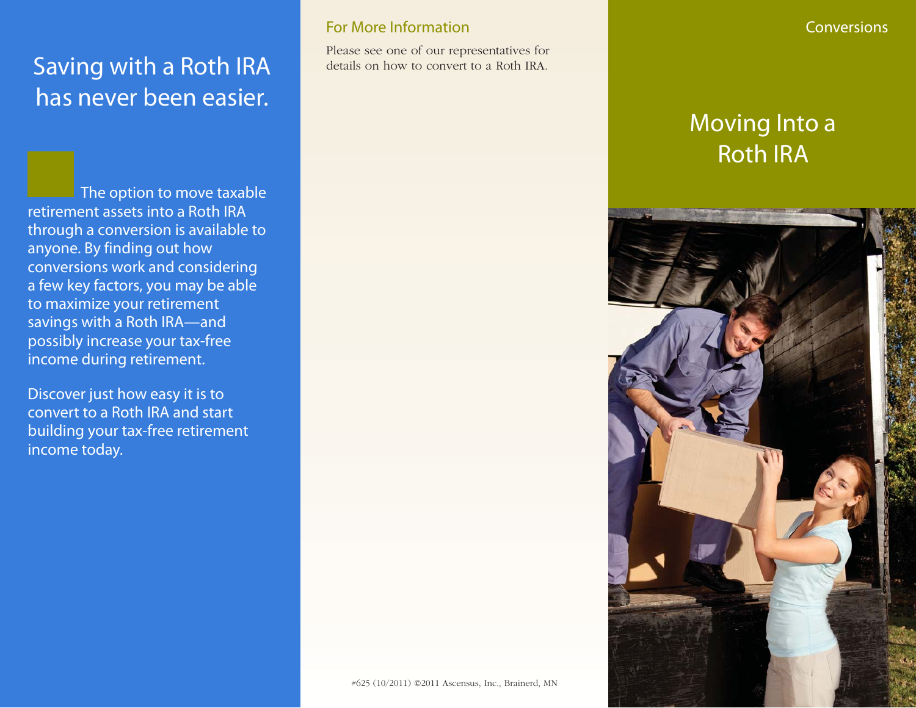## Saving with a Roth IRA has never been easier.

The option to move taxable retirement assets into a Roth IRA through a conversion is available to anyone. By finding out how conversions work and considering a few key factors, you may be able to maximize your retirement savings with a Roth IRA—and possibly increase your tax-free income during retirement.

Discover just how easy it is to convert to a Roth IRA and start building your tax-free retirement income today.

### For More Information

Please see one of our representatives for details on how to convert to a Roth IRA.

#625 (10/2011) ©2011 Ascensus, Inc., Brainerd, MN

Conversions

# Moving Into a Roth IRA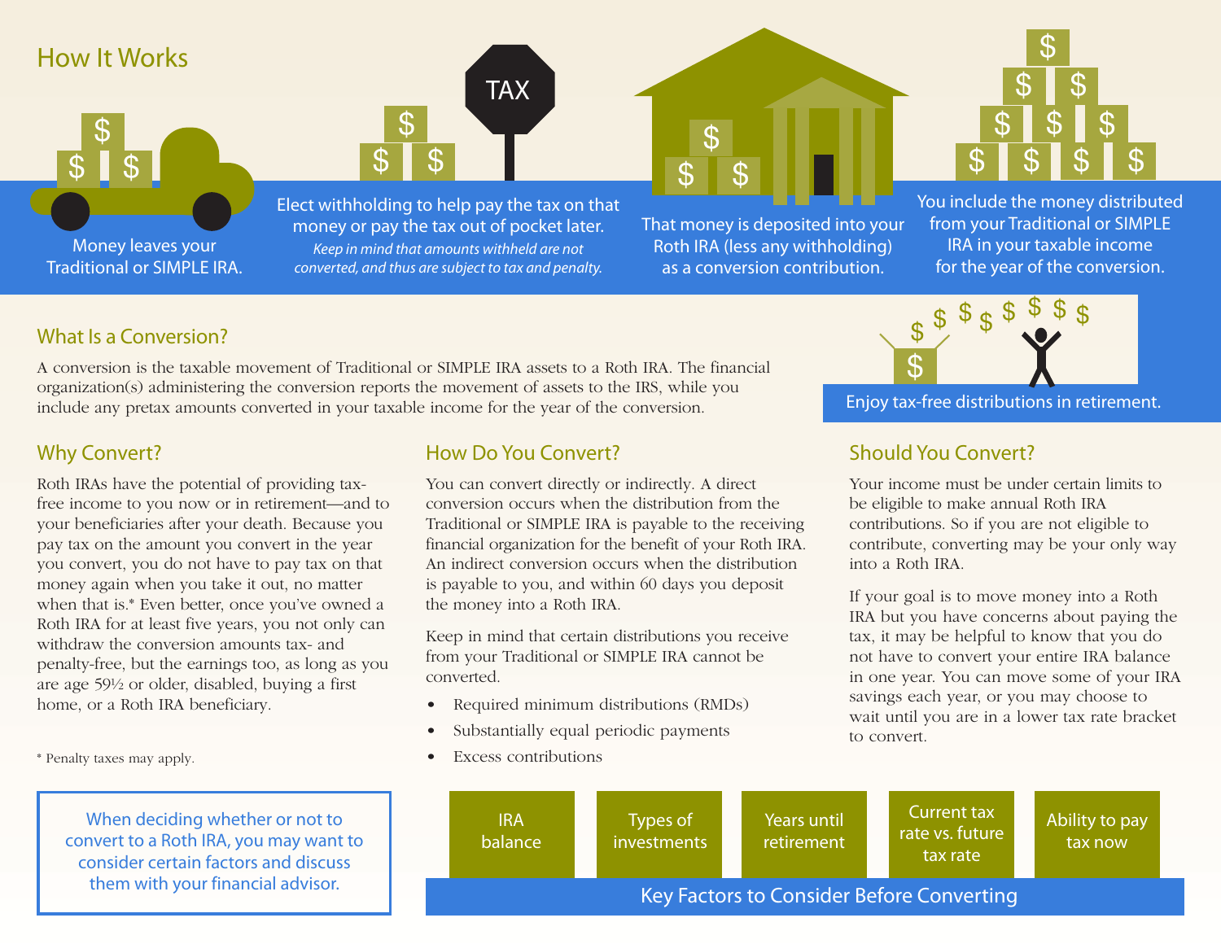## How It Works

Money leaves your Traditional or SIMPLE IRA.

Elect withholding to help pay the tax on that money or pay the tax out of pocket later. *Keep in mind that amounts withheld are not converted, and thus are subject to tax and penalty.*

That money is deposited into your Roth IRA (less any withholding) as a conversion contribution.

You include the money distributed from your Traditional or SIMPLE IRA in your taxable income for the year of the conversion.

Enjoy tax-free distributions in retirement.

### What Is a Conversion?

A conversion is the taxable movement of Traditional or SIMPLE IRA assets to a Roth IRA. The financial organization(s) administering the conversion reports the movement of assets to the IRS, while you include any pretax amounts converted in your taxable income for the year of the conversion.

### Why Convert?

Roth IRAs have the potential of providing tax-free income to you now or in retirement—and to your beneficiaries after your death. Because you pay tax on the amount you convert in the year you convert, you do not have to pay tax on that money again when you take it out, no matter when that is.* Even better, once you've owned a Roth IRA for at least five years, you not only can withdraw the conversion amounts tax- and penalty-free, but the earnings too, as long as you are age 59½ or older, disabled, buying a first home, or a Roth IRA beneficiary.

\* Penalty taxes may apply.

When deciding whether or not to convert to a Roth IRA, you may want to consider certain factors and discuss them with your financial advisor.

### How Do You Convert?

You can convert directly or indirectly. A direct conversion occurs when the distribution from the Traditional or SIMPLE IRA is payable to the receiving financial organization for the benefit of your Roth IRA. An indirect conversion occurs when the distribution is payable to you, and within 60 days you deposit the money into a Roth IRA.

Keep in mind that certain distributions you receive from your Traditional or SIMPLE IRA cannot be converted.

- Required minimum distributions (RMDs)
- Substantially equal periodic payments
- Excess contributions

### Should You Convert?

Your income must be under certain limits to be eligible to make annual Roth IRA contributions. So if you are not eligible to contribute, converting may be your only way into a Roth IRA.

If your goal is to move money into a Roth IRA but you have concerns about paying the tax, it may be helpful to know that you do not have to convert your entire IRA balance in one year. You can move some of your IRA savings each year, or you may choose to wait until you are in a lower tax rate bracket to convert.

### Key Factors to Consider Before Converting

- IRA balance
- Types of investments
- Years until retirement
- Current tax rate vs. future tax rate
- Ability to pay tax now